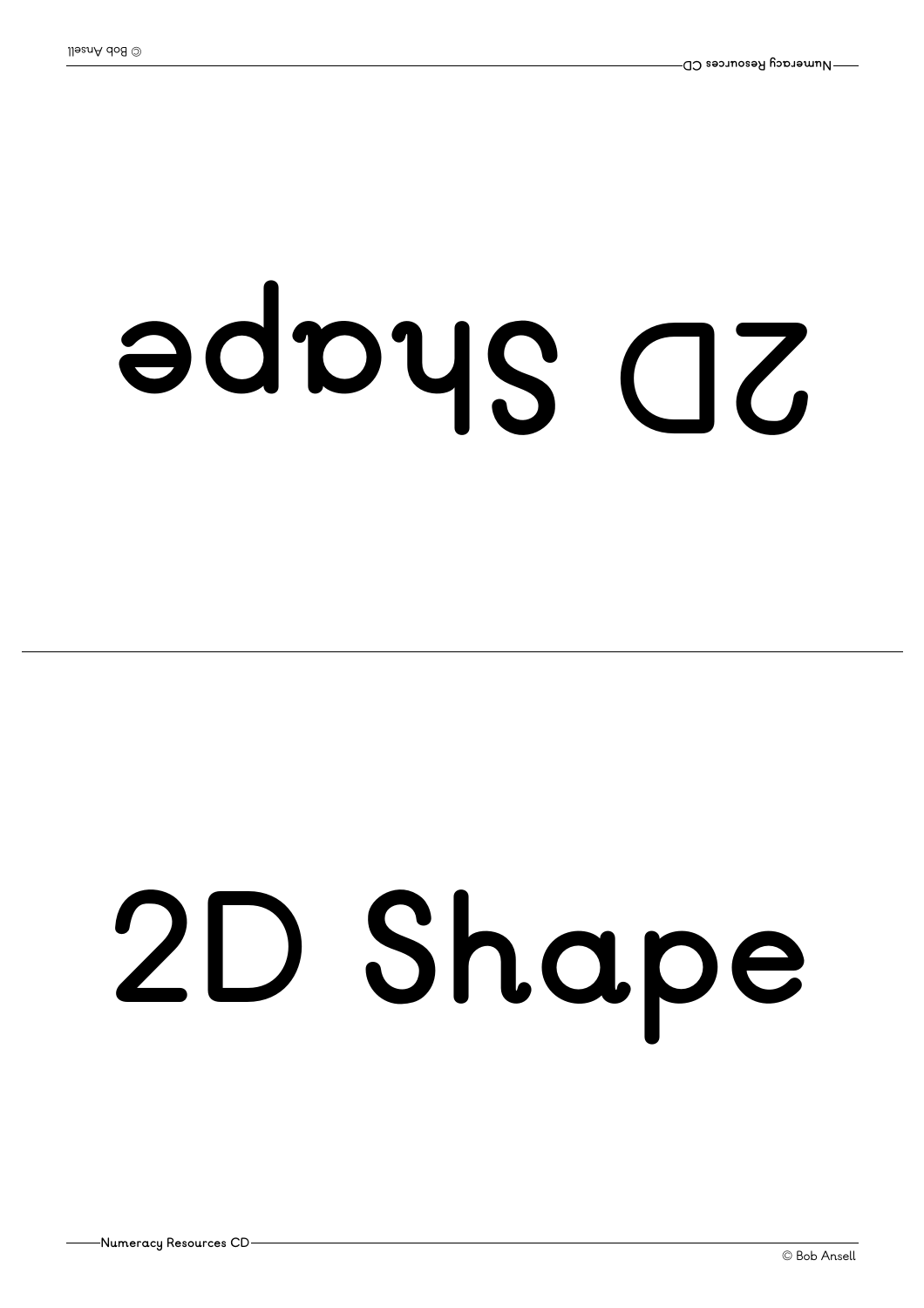# 2D Shape

# 2D Shape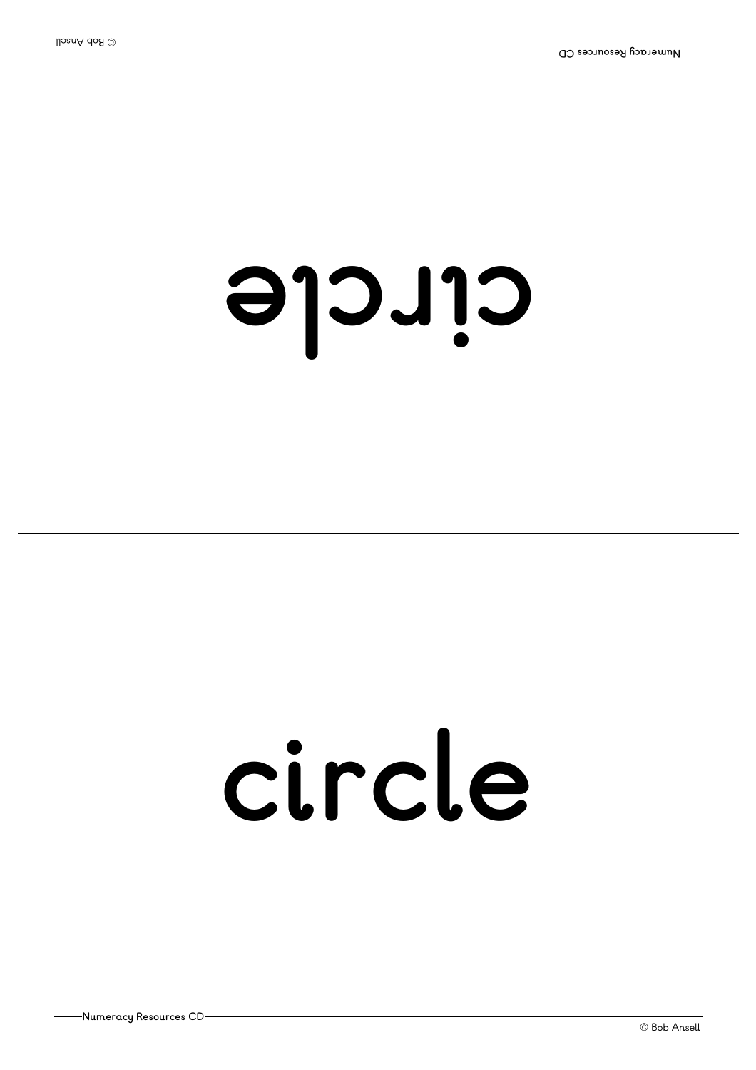circle

circle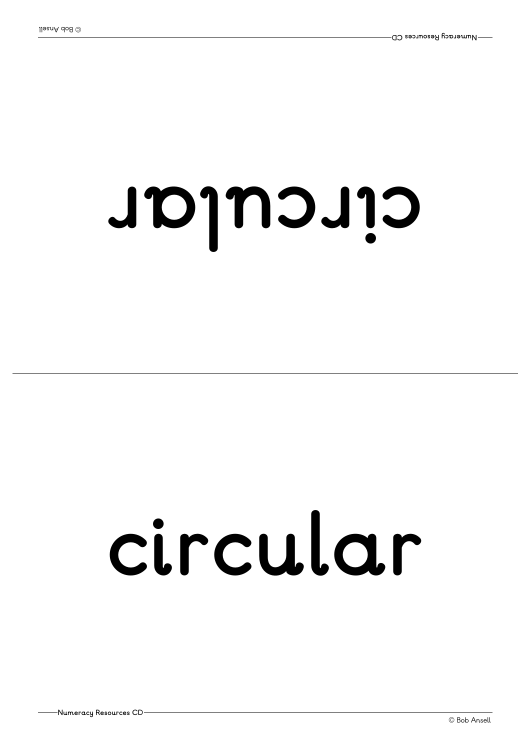circular

circular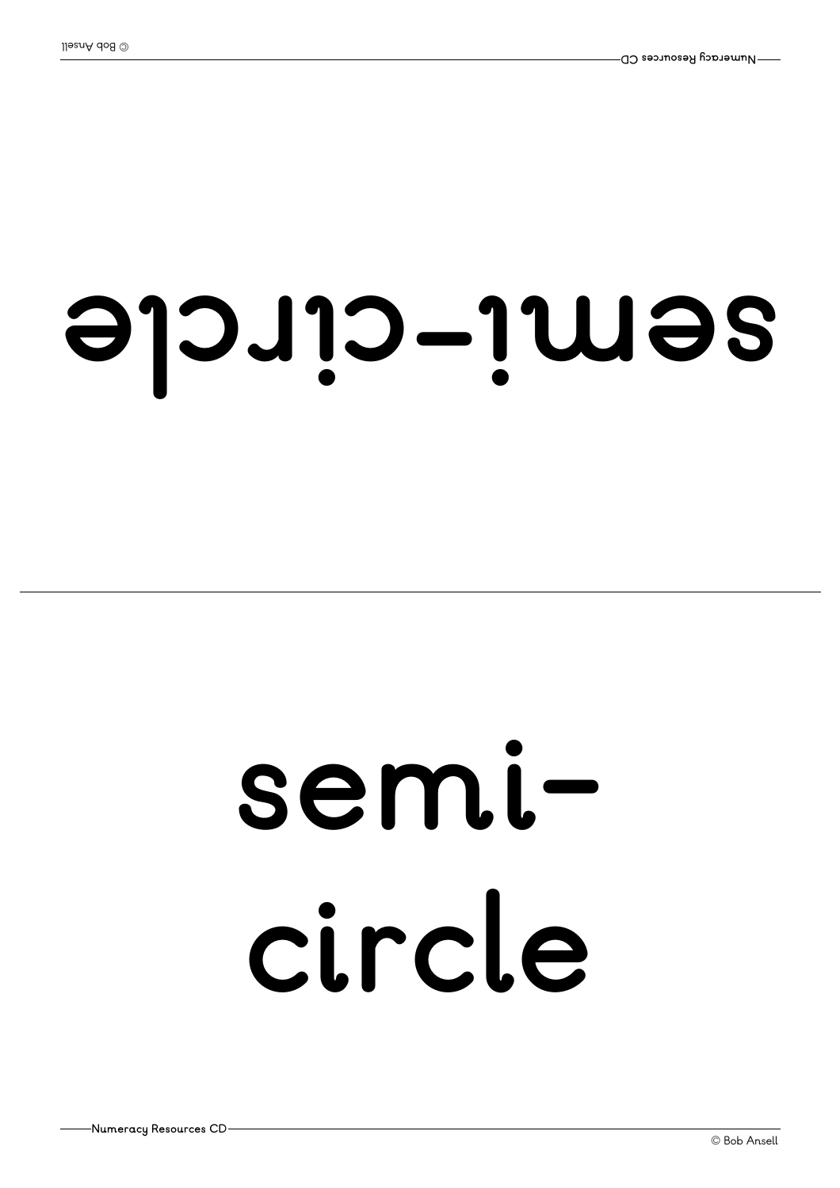semi-circle

semi-
circle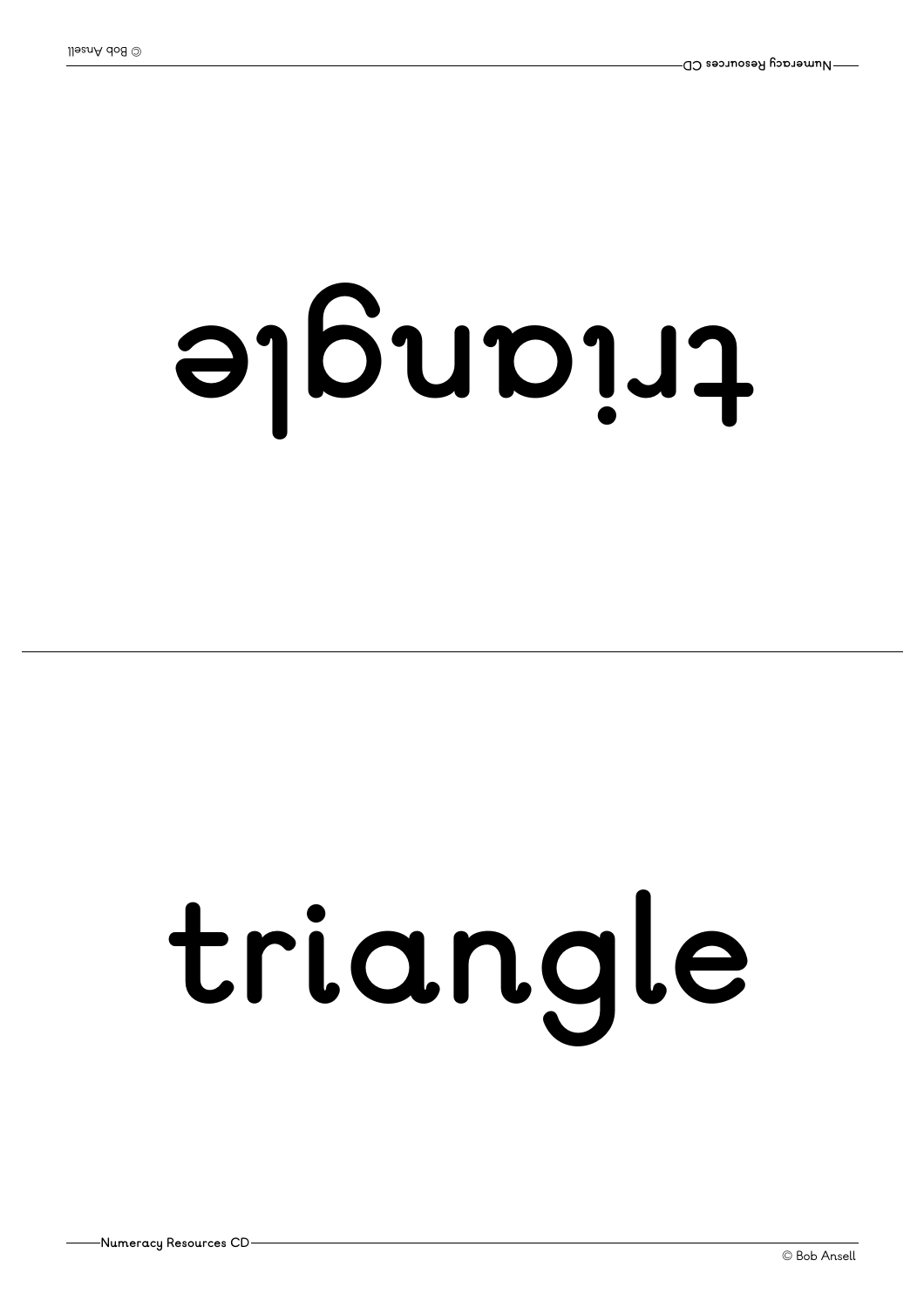triangle

triangle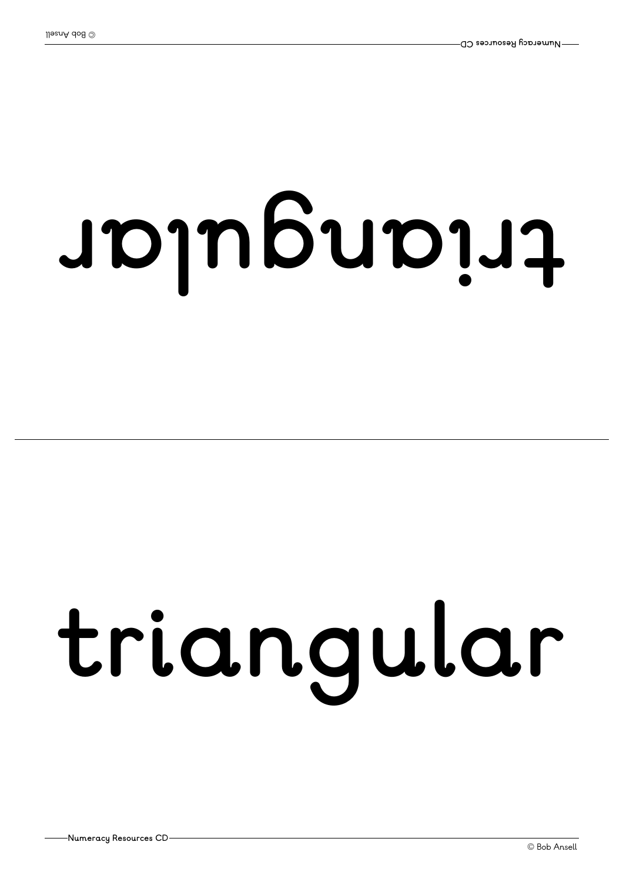triangular

triangular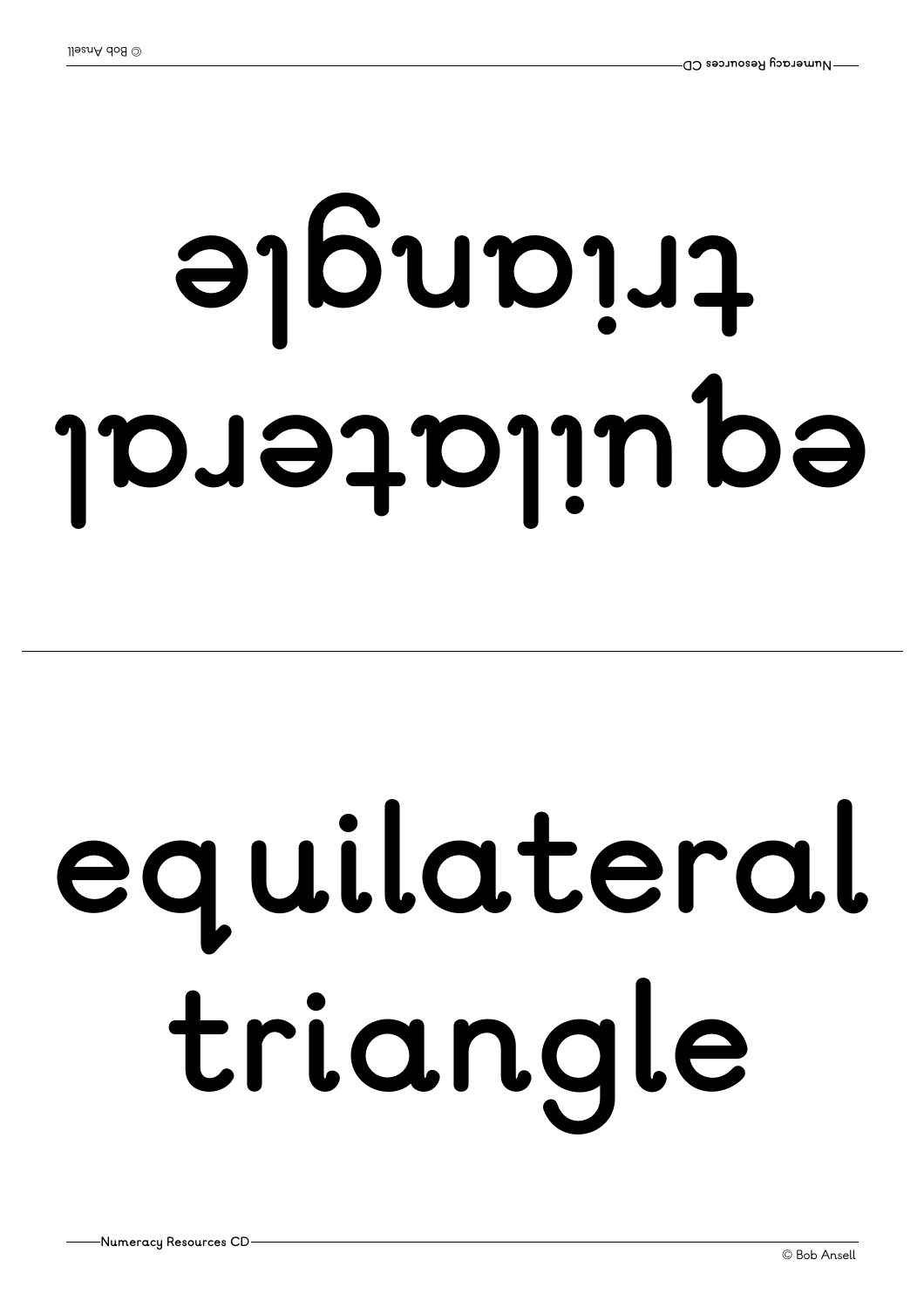equilateral triangle

equilateral triangle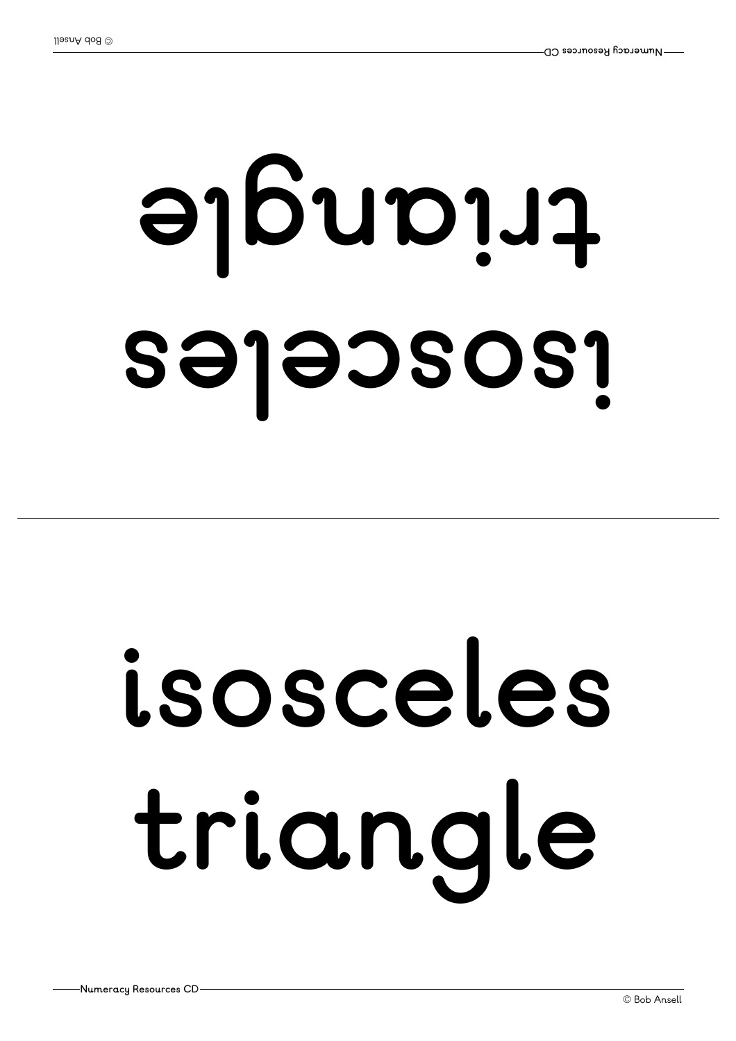isosceles triangle

isosceles triangle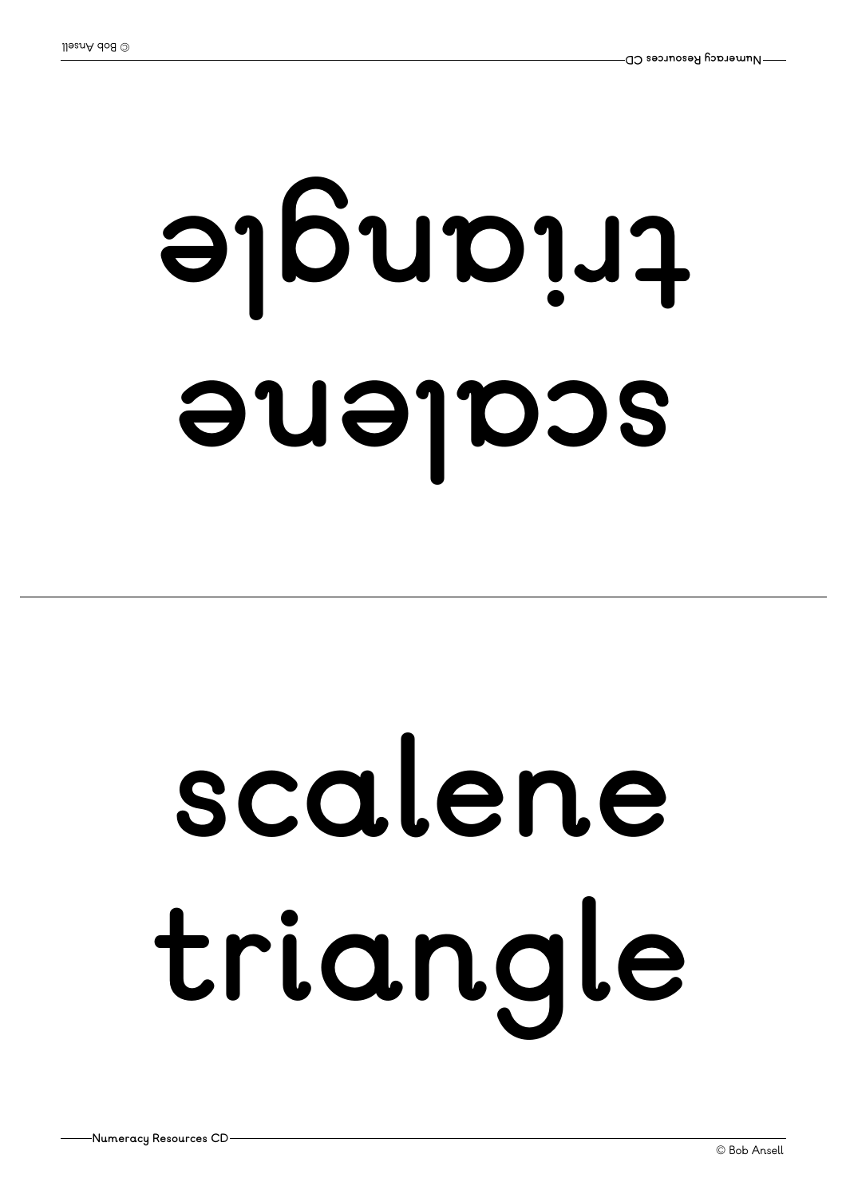scalene triangle

scalene triangle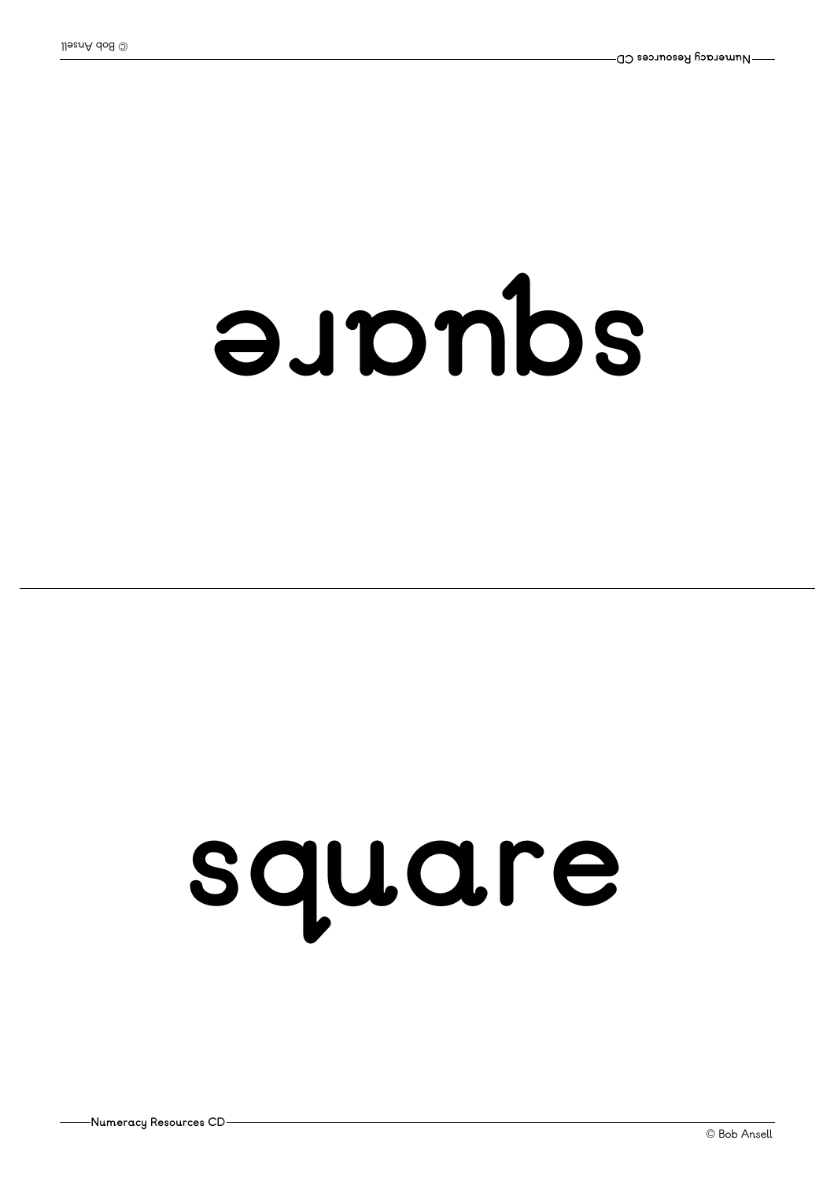square

square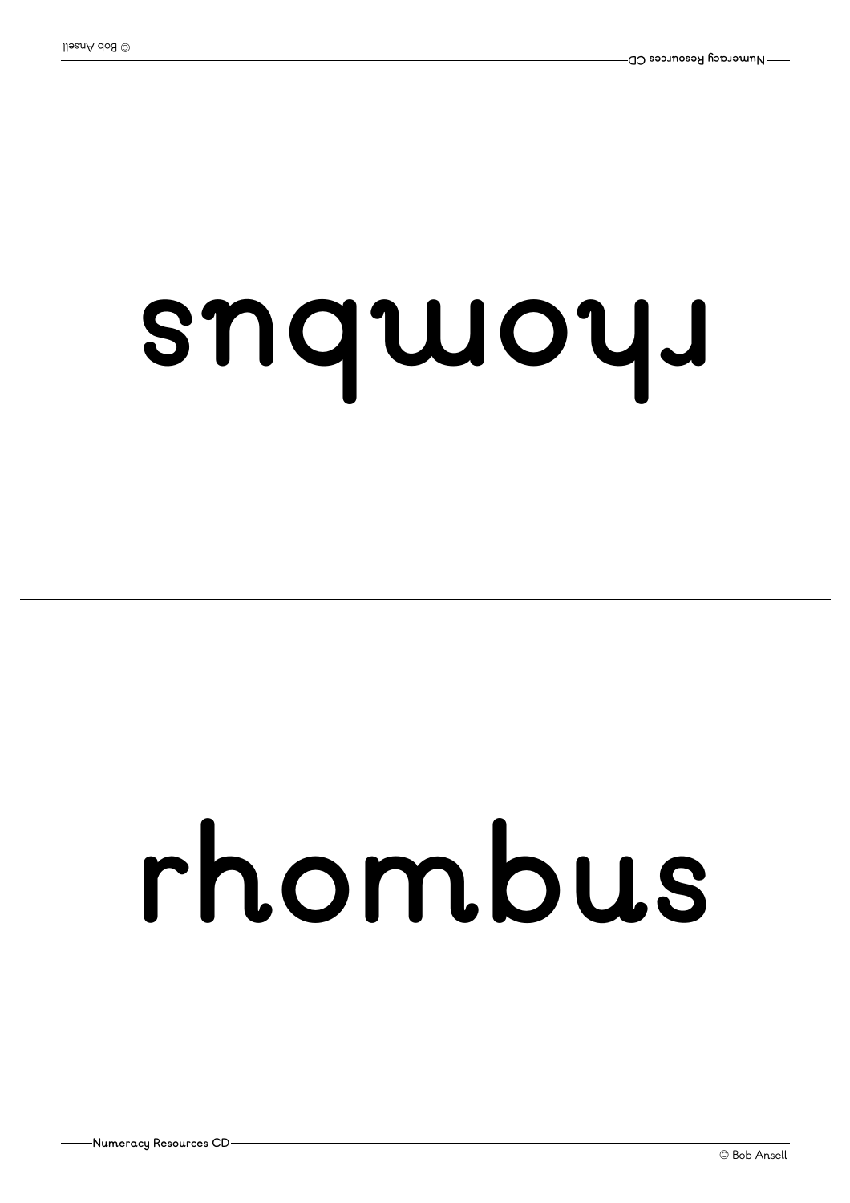rhombus

rhombus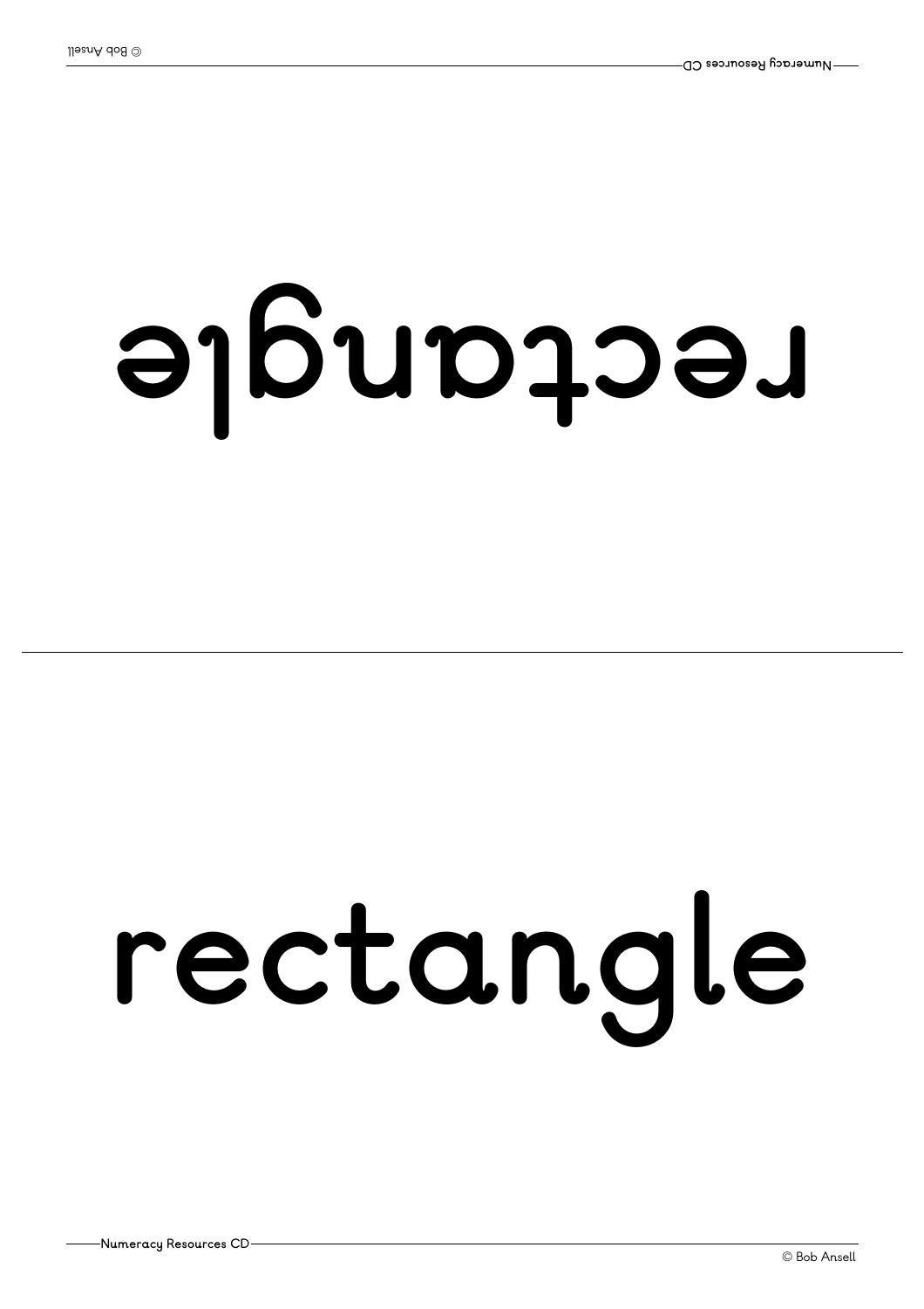rectangle

rectangle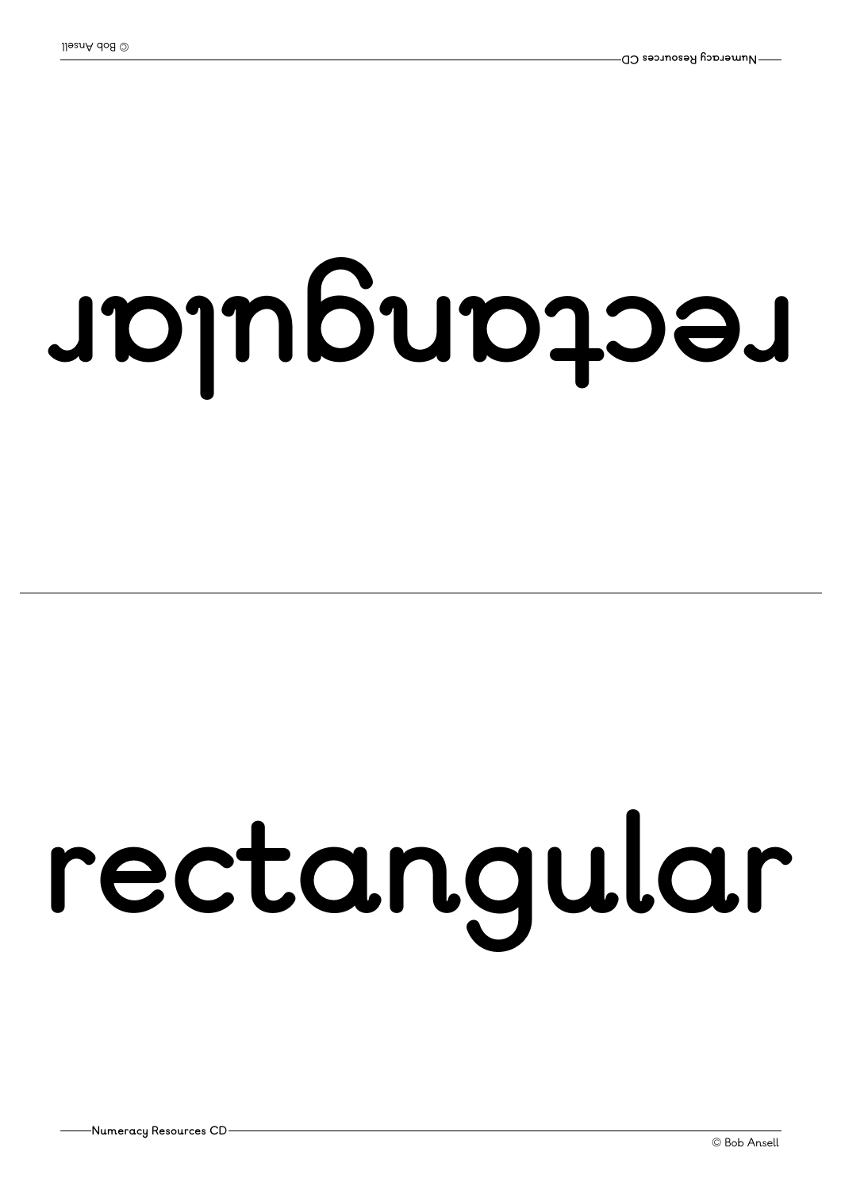rectangular

rectangular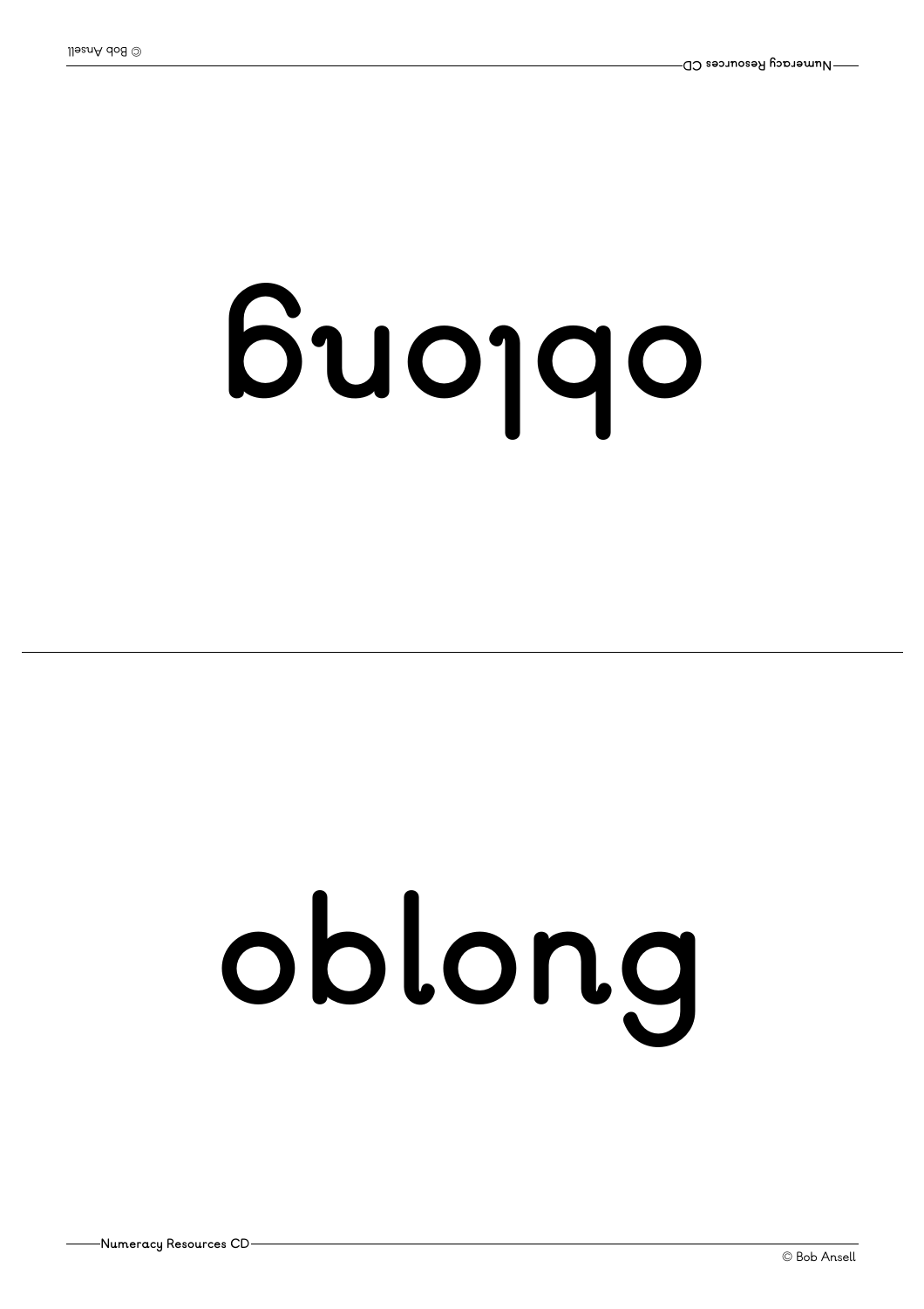oblong

oblong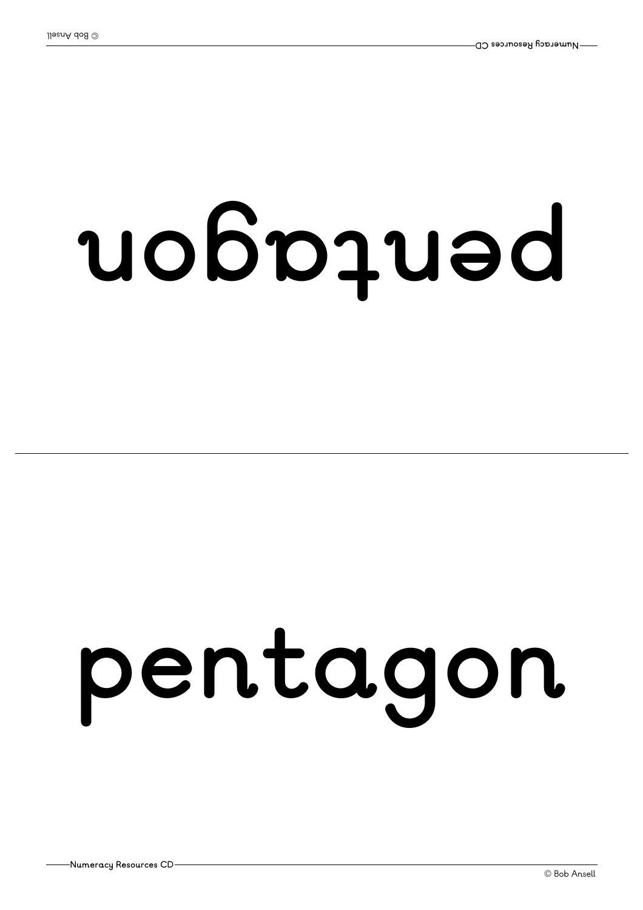pentagon

pentagon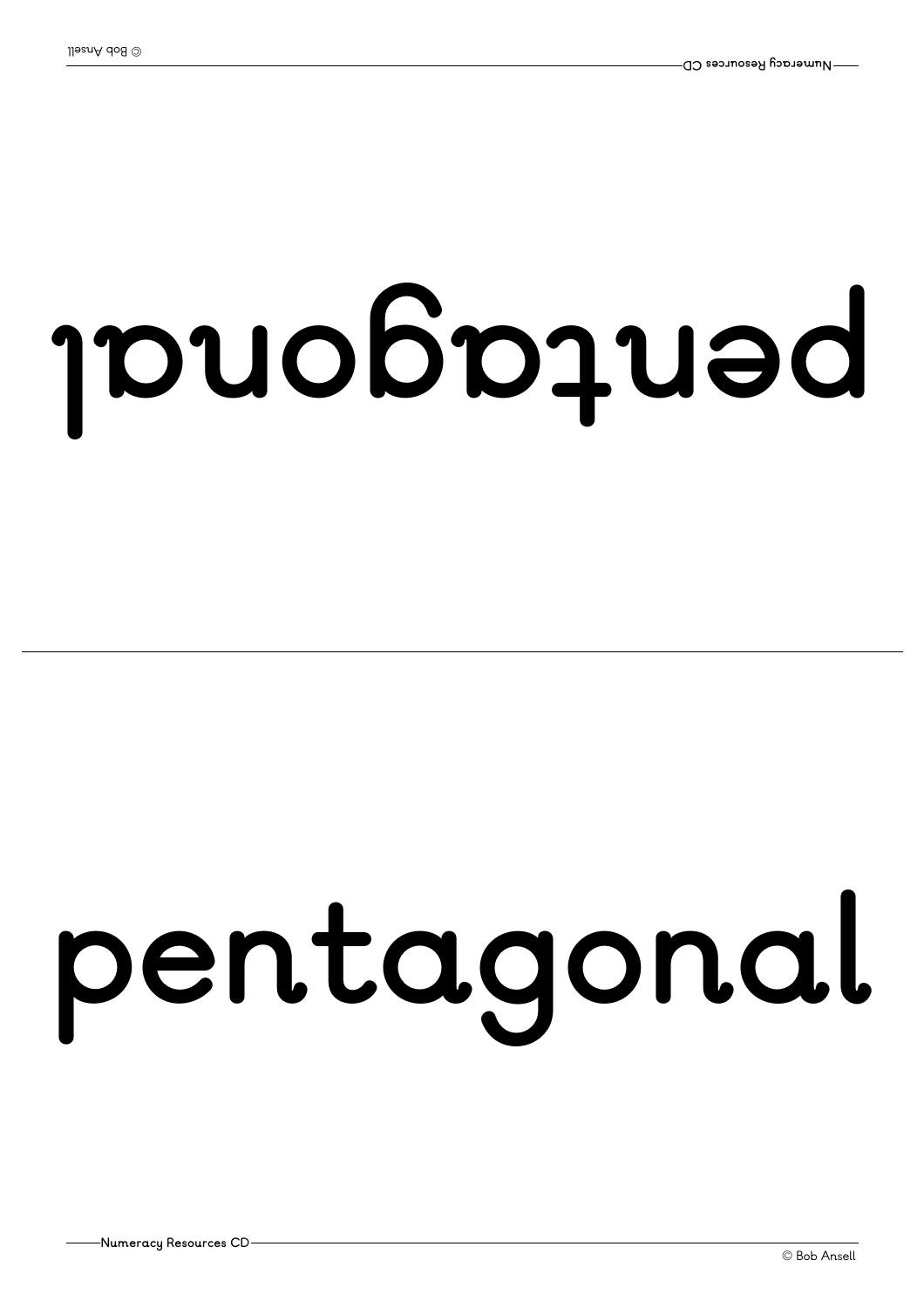pentagonal

pentagonal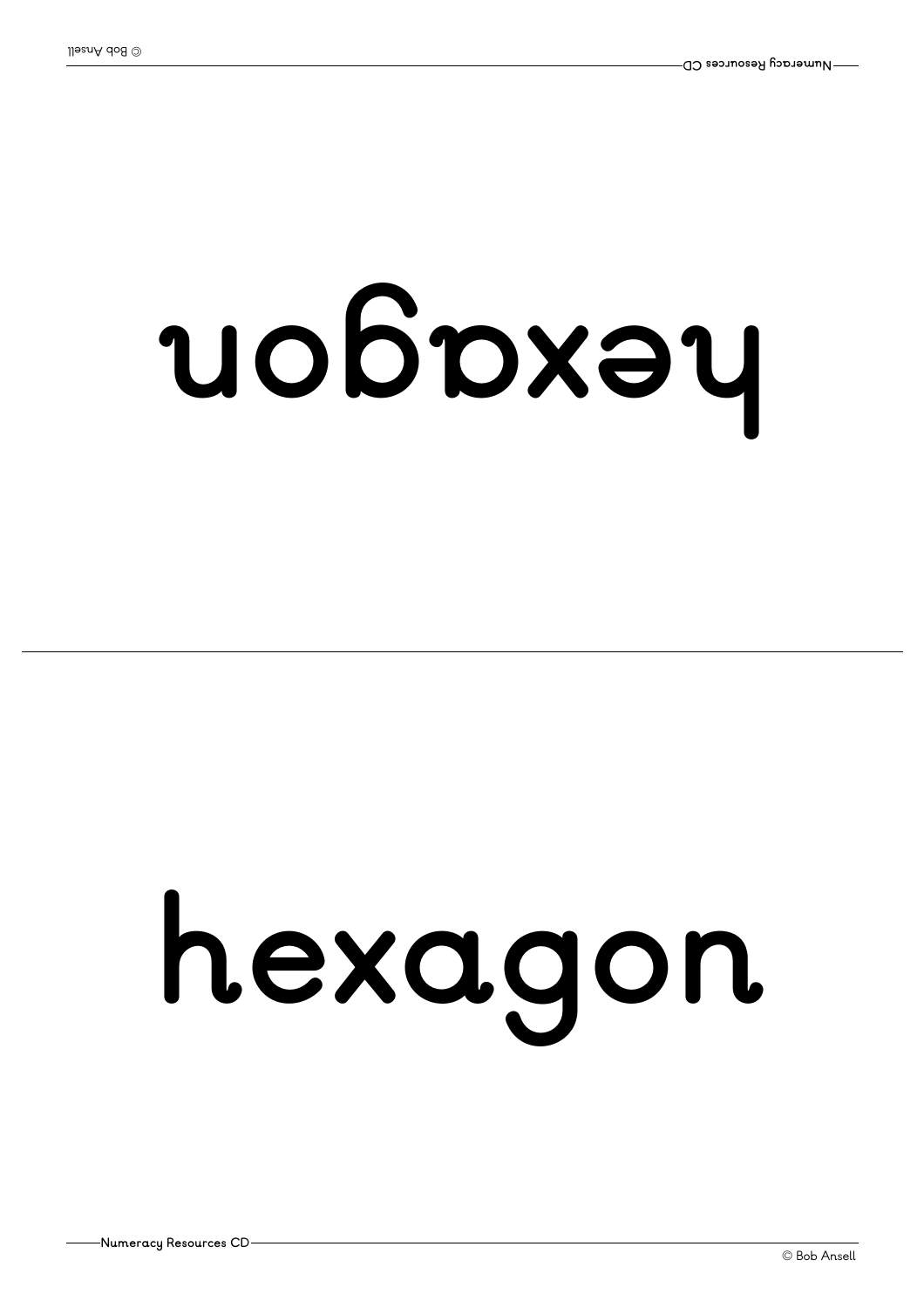hexagon

hexagon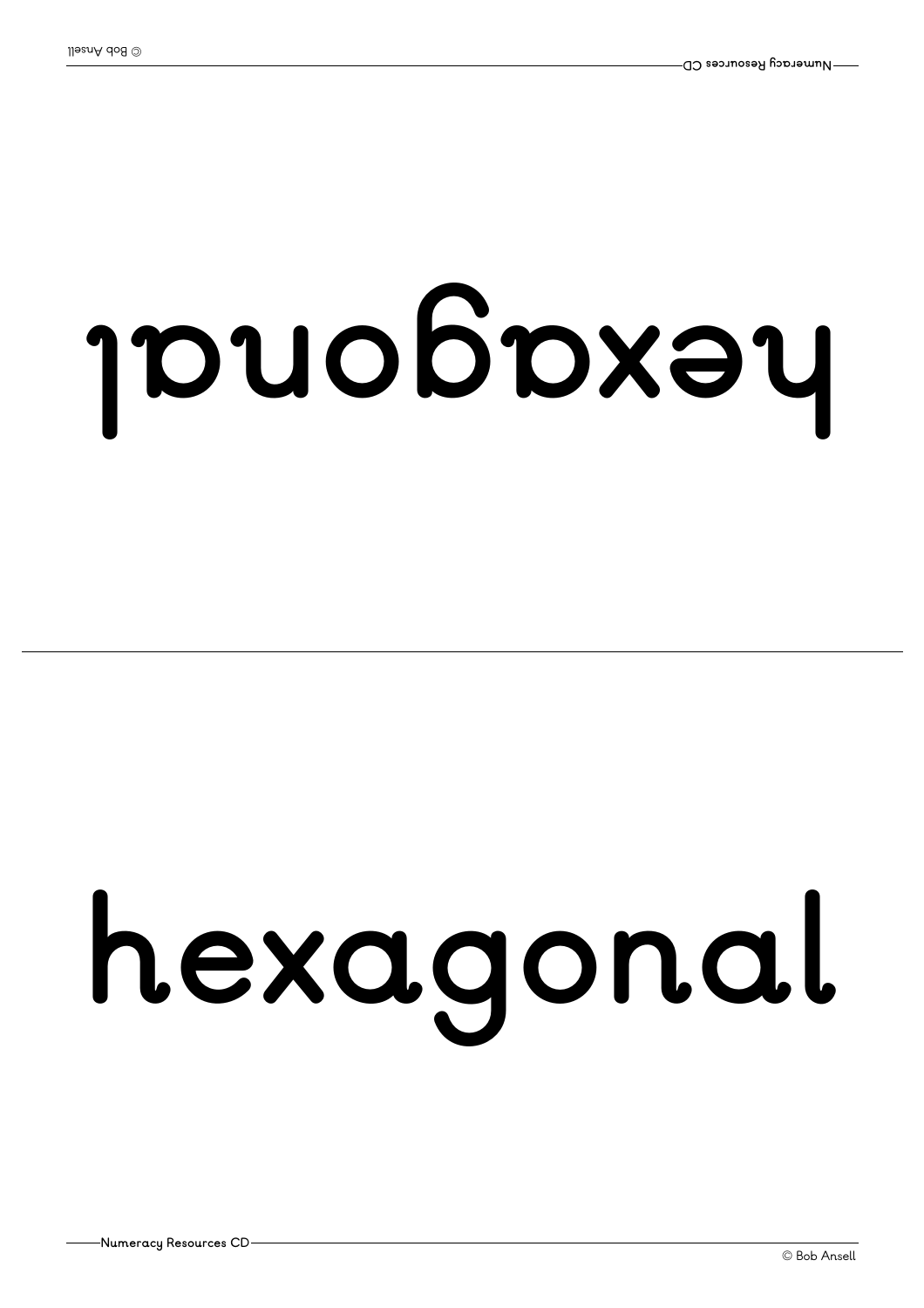hexagonal

hexagonal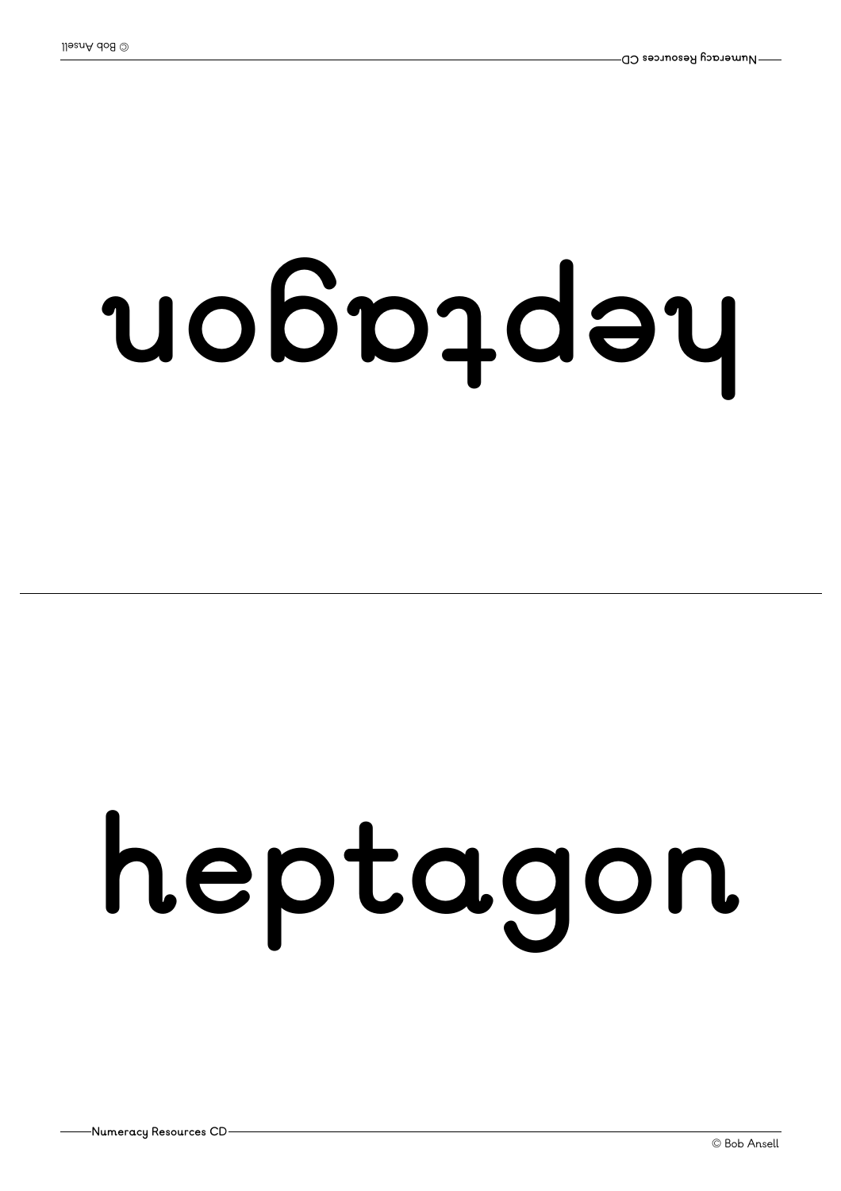heptagon

heptagon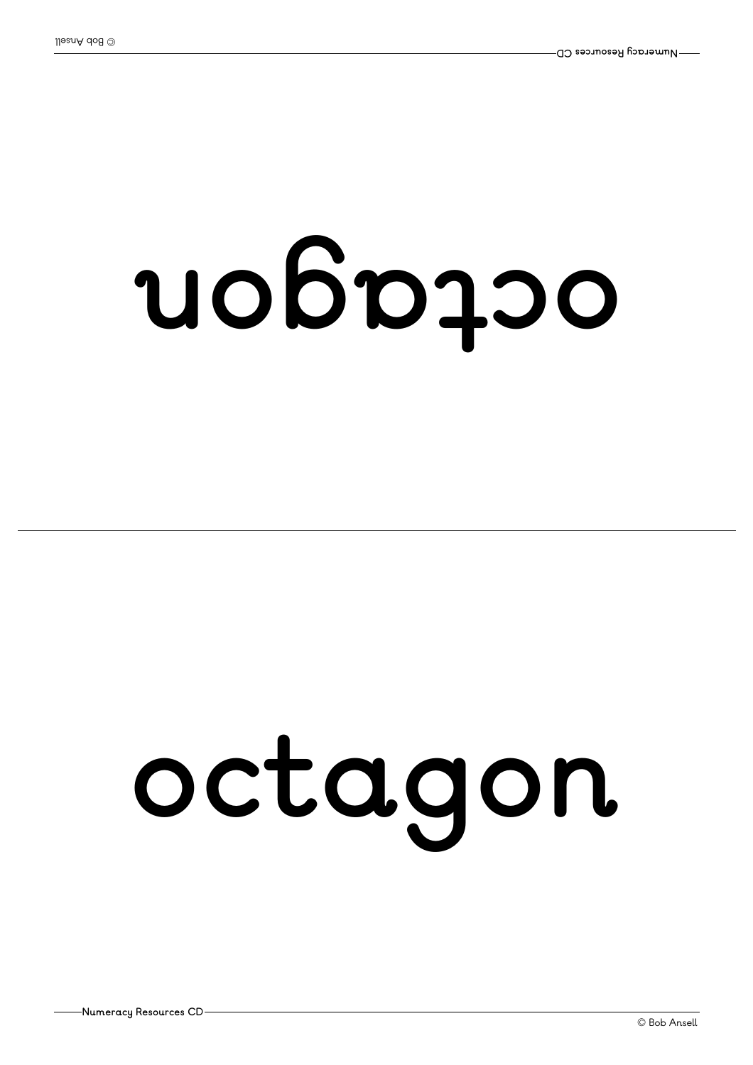octagon

octagon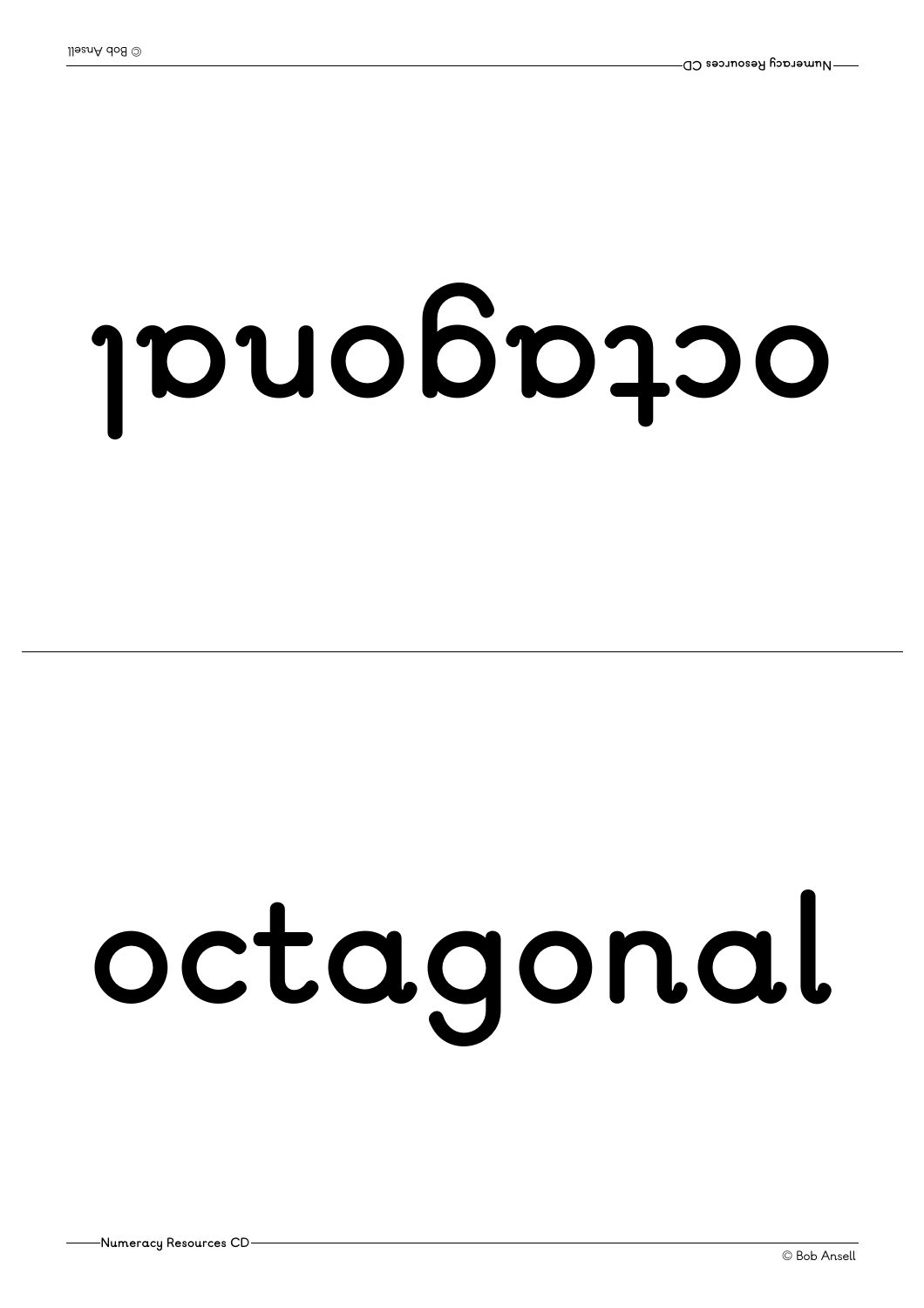octagonal

octagonal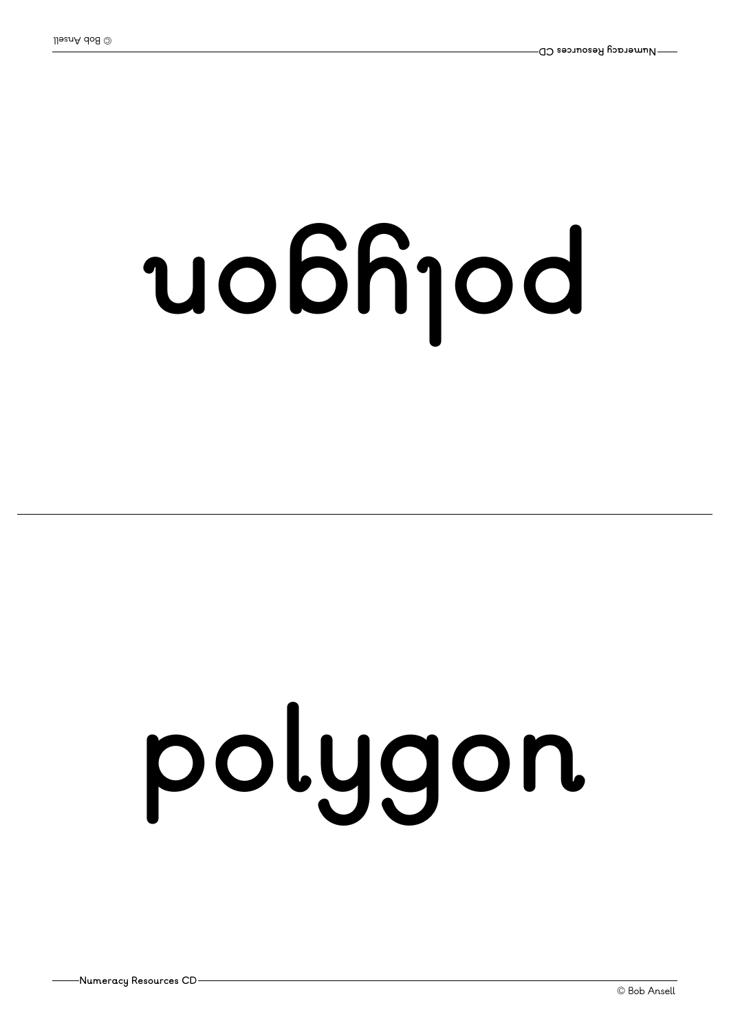polygon

polygon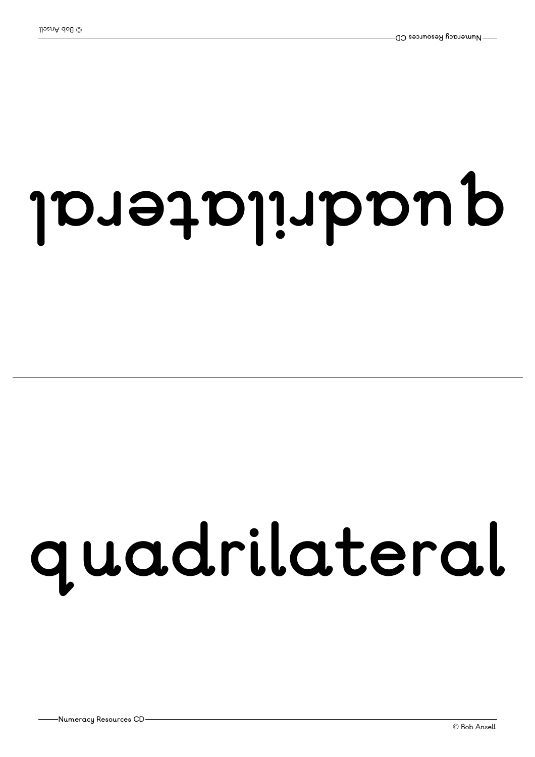# quadrilateral

# quadrilateral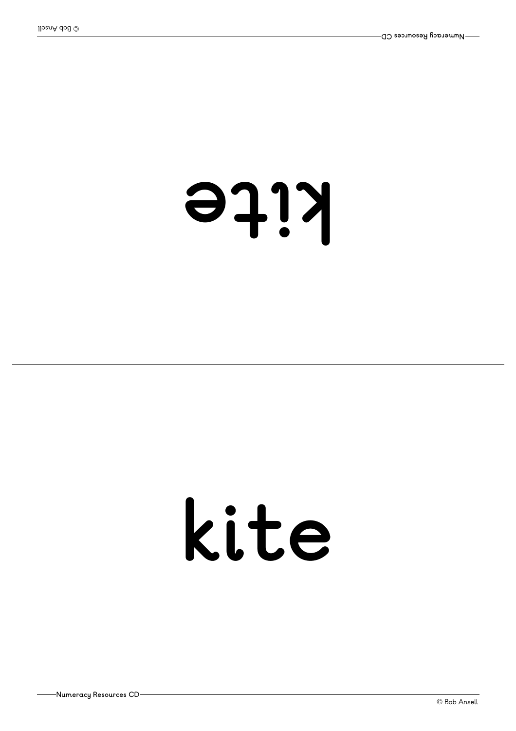kite

kite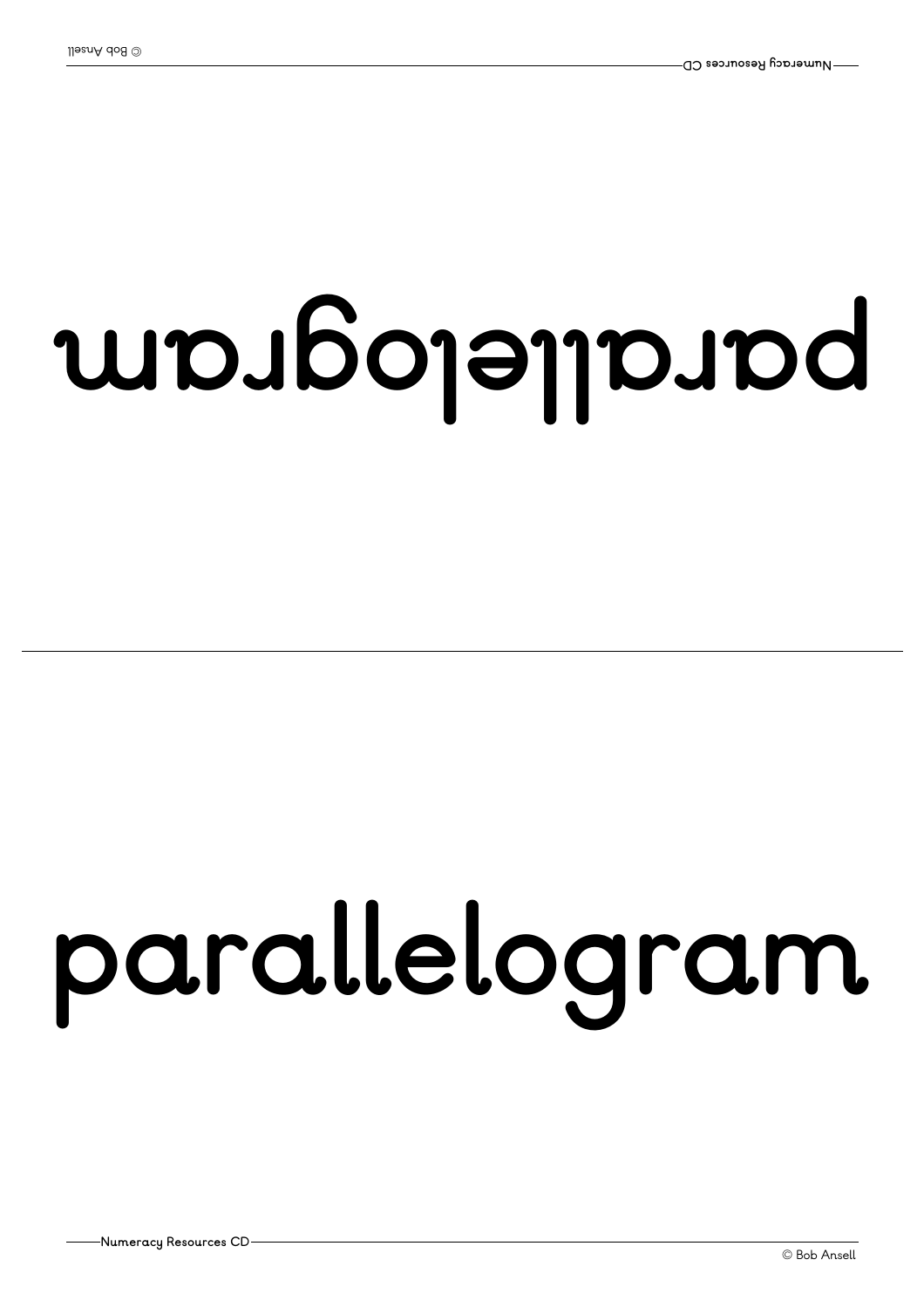parallelogram

parallelogram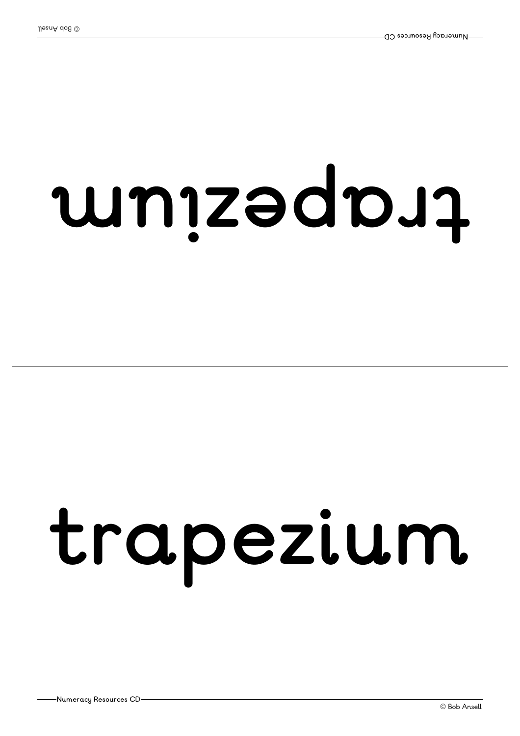trapezium

trapezium